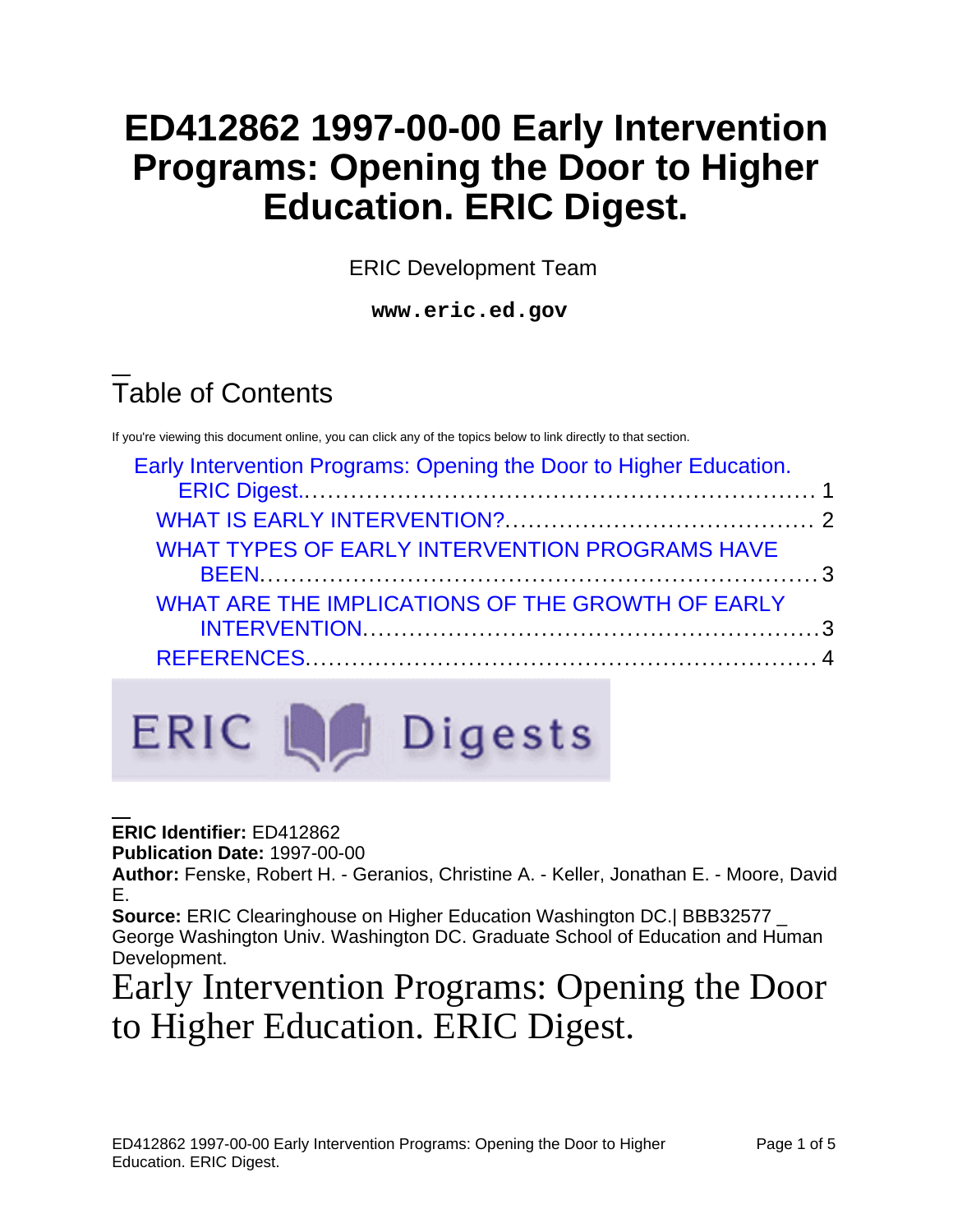# ED412862 1997-00-00 Early Intervention Programs: Opening the Door to Higher Education. ERIC Digest.

ERIC Development Team

**www.eric.ed.gov**

## Table of Contents

If you're viewing this document online, you can click any of the topics below to link directly to that section.

- Early Intervention Programs: Opening the Door to Higher Education. ERIC Digest.................................................................. 1
  - WHAT IS EARLY INTERVENTION?....................................... 2
  - WHAT TYPES OF EARLY INTERVENTION PROGRAMS HAVE BEEN.......................................................................3
  - WHAT ARE THE IMPLICATIONS OF THE GROWTH OF EARLY INTERVENTION.........................................................3
  - REFERENCES................................................................. 4

ERIC Digests

**ERIC Identifier:** ED412862
**Publication Date:** 1997-00-00
**Author:** Fenske, Robert H. - Geranios, Christine A. - Keller, Jonathan E. - Moore, David E.
**Source:** ERIC Clearinghouse on Higher Education Washington DC.| BBB32577 _ George Washington Univ. Washington DC. Graduate School of Education and Human Development.

# Early Intervention Programs: Opening the Door to Higher Education. ERIC Digest.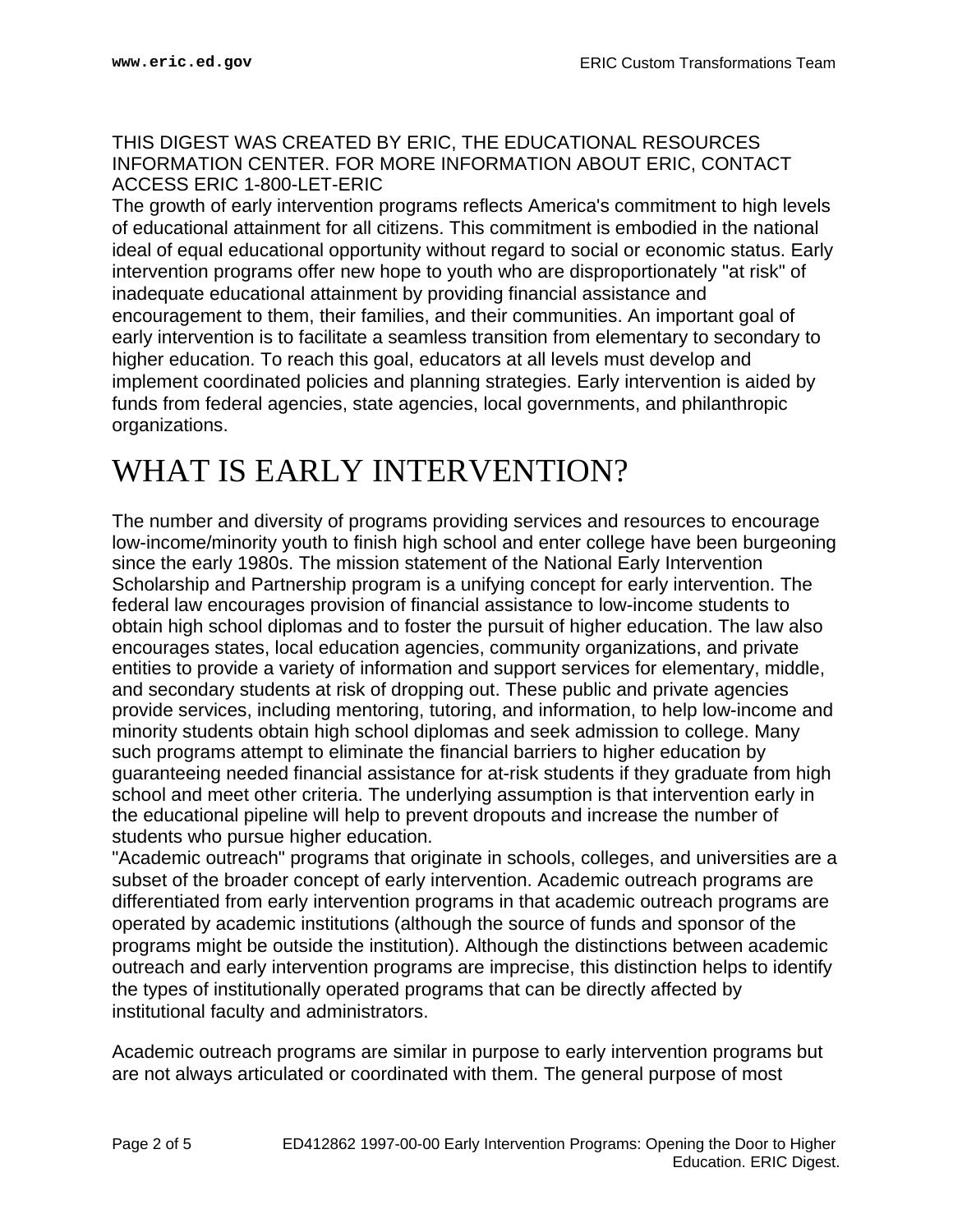THIS DIGEST WAS CREATED BY ERIC, THE EDUCATIONAL RESOURCES INFORMATION CENTER. FOR MORE INFORMATION ABOUT ERIC, CONTACT ACCESS ERIC 1-800-LET-ERIC

The growth of early intervention programs reflects America's commitment to high levels of educational attainment for all citizens. This commitment is embodied in the national ideal of equal educational opportunity without regard to social or economic status. Early intervention programs offer new hope to youth who are disproportionately "at risk" of inadequate educational attainment by providing financial assistance and encouragement to them, their families, and their communities. An important goal of early intervention is to facilitate a seamless transition from elementary to secondary to higher education. To reach this goal, educators at all levels must develop and implement coordinated policies and planning strategies. Early intervention is aided by funds from federal agencies, state agencies, local governments, and philanthropic organizations.

# WHAT IS EARLY INTERVENTION?

The number and diversity of programs providing services and resources to encourage low-income/minority youth to finish high school and enter college have been burgeoning since the early 1980s. The mission statement of the National Early Intervention Scholarship and Partnership program is a unifying concept for early intervention. The federal law encourages provision of financial assistance to low-income students to obtain high school diplomas and to foster the pursuit of higher education. The law also encourages states, local education agencies, community organizations, and private entities to provide a variety of information and support services for elementary, middle, and secondary students at risk of dropping out. These public and private agencies provide services, including mentoring, tutoring, and information, to help low-income and minority students obtain high school diplomas and seek admission to college. Many such programs attempt to eliminate the financial barriers to higher education by guaranteeing needed financial assistance for at-risk students if they graduate from high school and meet other criteria. The underlying assumption is that intervention early in the educational pipeline will help to prevent dropouts and increase the number of students who pursue higher education.

"Academic outreach" programs that originate in schools, colleges, and universities are a subset of the broader concept of early intervention. Academic outreach programs are differentiated from early intervention programs in that academic outreach programs are operated by academic institutions (although the source of funds and sponsor of the programs might be outside the institution). Although the distinctions between academic outreach and early intervention programs are imprecise, this distinction helps to identify the types of institutionally operated programs that can be directly affected by institutional faculty and administrators.

Academic outreach programs are similar in purpose to early intervention programs but are not always articulated or coordinated with them. The general purpose of most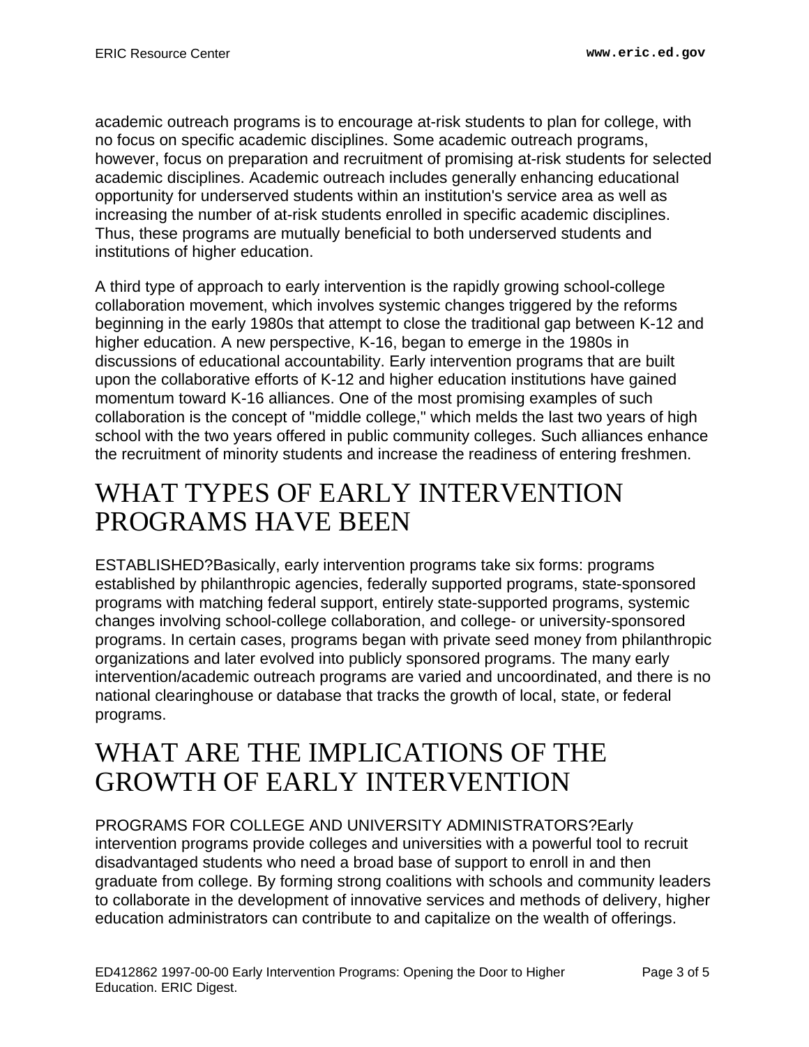academic outreach programs is to encourage at-risk students to plan for college, with no focus on specific academic disciplines. Some academic outreach programs, however, focus on preparation and recruitment of promising at-risk students for selected academic disciplines. Academic outreach includes generally enhancing educational opportunity for underserved students within an institution's service area as well as increasing the number of at-risk students enrolled in specific academic disciplines. Thus, these programs are mutually beneficial to both underserved students and institutions of higher education.

A third type of approach to early intervention is the rapidly growing school-college collaboration movement, which involves systemic changes triggered by the reforms beginning in the early 1980s that attempt to close the traditional gap between K-12 and higher education. A new perspective, K-16, began to emerge in the 1980s in discussions of educational accountability. Early intervention programs that are built upon the collaborative efforts of K-12 and higher education institutions have gained momentum toward K-16 alliances. One of the most promising examples of such collaboration is the concept of "middle college," which melds the last two years of high school with the two years offered in public community colleges. Such alliances enhance the recruitment of minority students and increase the readiness of entering freshmen.

# WHAT TYPES OF EARLY INTERVENTION PROGRAMS HAVE BEEN

ESTABLISHED?Basically, early intervention programs take six forms: programs established by philanthropic agencies, federally supported programs, state-sponsored programs with matching federal support, entirely state-supported programs, systemic changes involving school-college collaboration, and college- or university-sponsored programs. In certain cases, programs began with private seed money from philanthropic organizations and later evolved into publicly sponsored programs. The many early intervention/academic outreach programs are varied and uncoordinated, and there is no national clearinghouse or database that tracks the growth of local, state, or federal programs.

# WHAT ARE THE IMPLICATIONS OF THE GROWTH OF EARLY INTERVENTION

PROGRAMS FOR COLLEGE AND UNIVERSITY ADMINISTRATORS?Early intervention programs provide colleges and universities with a powerful tool to recruit disadvantaged students who need a broad base of support to enroll in and then graduate from college. By forming strong coalitions with schools and community leaders to collaborate in the development of innovative services and methods of delivery, higher education administrators can contribute to and capitalize on the wealth of offerings.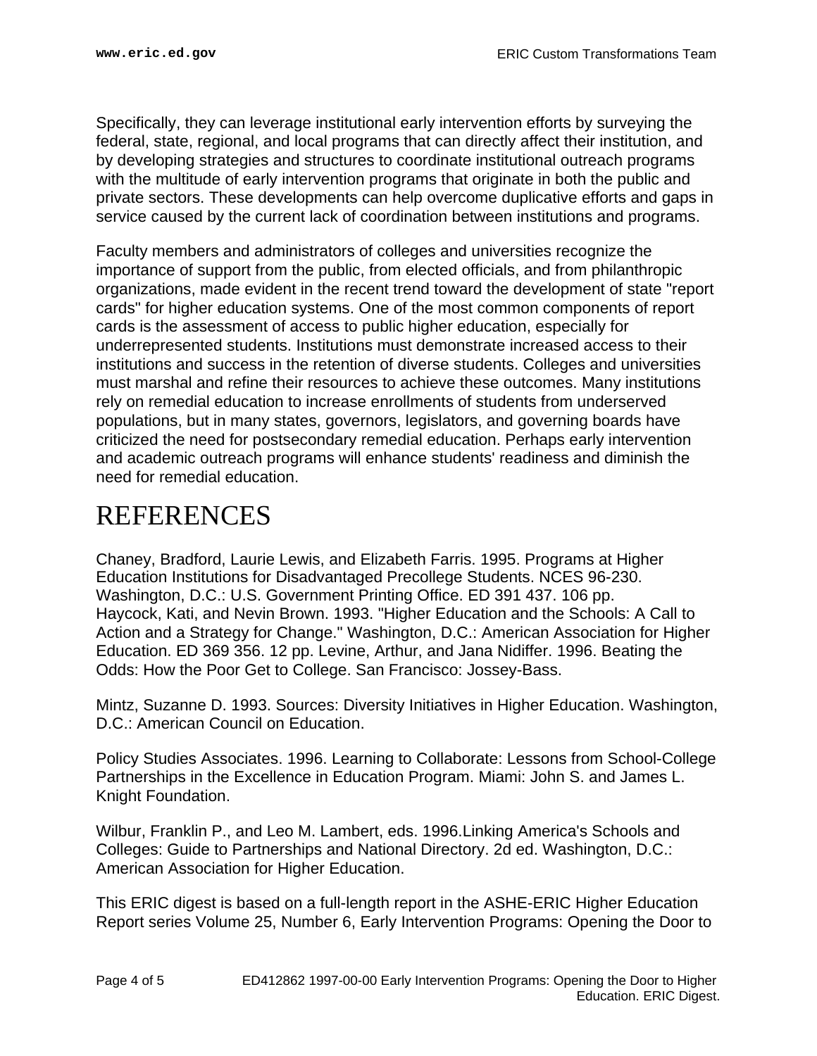Specifically, they can leverage institutional early intervention efforts by surveying the federal, state, regional, and local programs that can directly affect their institution, and by developing strategies and structures to coordinate institutional outreach programs with the multitude of early intervention programs that originate in both the public and private sectors. These developments can help overcome duplicative efforts and gaps in service caused by the current lack of coordination between institutions and programs.

Faculty members and administrators of colleges and universities recognize the importance of support from the public, from elected officials, and from philanthropic organizations, made evident in the recent trend toward the development of state "report cards" for higher education systems. One of the most common components of report cards is the assessment of access to public higher education, especially for underrepresented students. Institutions must demonstrate increased access to their institutions and success in the retention of diverse students. Colleges and universities must marshal and refine their resources to achieve these outcomes. Many institutions rely on remedial education to increase enrollments of students from underserved populations, but in many states, governors, legislators, and governing boards have criticized the need for postsecondary remedial education. Perhaps early intervention and academic outreach programs will enhance students' readiness and diminish the need for remedial education.

# REFERENCES

Chaney, Bradford, Laurie Lewis, and Elizabeth Farris. 1995. Programs at Higher Education Institutions for Disadvantaged Precollege Students. NCES 96-230. Washington, D.C.: U.S. Government Printing Office. ED 391 437. 106 pp. Haycock, Kati, and Nevin Brown. 1993. "Higher Education and the Schools: A Call to Action and a Strategy for Change." Washington, D.C.: American Association for Higher Education. ED 369 356. 12 pp. Levine, Arthur, and Jana Nidiffer. 1996. Beating the Odds: How the Poor Get to College. San Francisco: Jossey-Bass.

Mintz, Suzanne D. 1993. Sources: Diversity Initiatives in Higher Education. Washington, D.C.: American Council on Education.

Policy Studies Associates. 1996. Learning to Collaborate: Lessons from School-College Partnerships in the Excellence in Education Program. Miami: John S. and James L. Knight Foundation.

Wilbur, Franklin P., and Leo M. Lambert, eds. 1996.Linking America's Schools and Colleges: Guide to Partnerships and National Directory. 2d ed. Washington, D.C.: American Association for Higher Education.

This ERIC digest is based on a full-length report in the ASHE-ERIC Higher Education Report series Volume 25, Number 6, Early Intervention Programs: Opening the Door to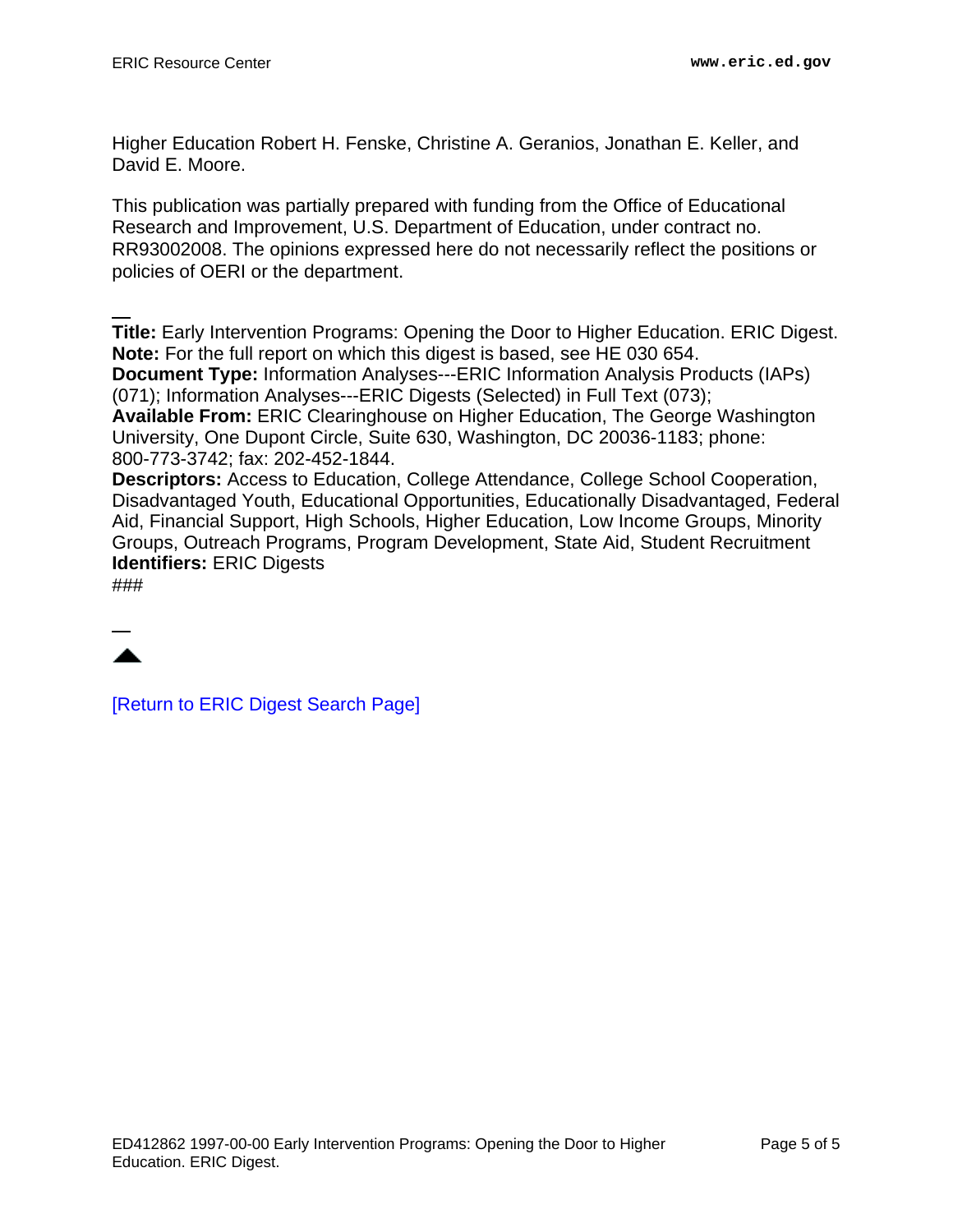Higher Education Robert H. Fenske, Christine A. Geranios, Jonathan E. Keller, and David E. Moore.

This publication was partially prepared with funding from the Office of Educational Research and Improvement, U.S. Department of Education, under contract no. RR93002008. The opinions expressed here do not necessarily reflect the positions or policies of OERI or the department.

---

**Title:** Early Intervention Programs: Opening the Door to Higher Education. ERIC Digest.
**Note:** For the full report on which this digest is based, see HE 030 654.
**Document Type:** Information Analyses---ERIC Information Analysis Products (IAPs) (071); Information Analyses---ERIC Digests (Selected) in Full Text (073);
**Available From:** ERIC Clearinghouse on Higher Education, The George Washington University, One Dupont Circle, Suite 630, Washington, DC 20036-1183; phone: 800-773-3742; fax: 202-452-1844.
**Descriptors:** Access to Education, College Attendance, College School Cooperation, Disadvantaged Youth, Educational Opportunities, Educationally Disadvantaged, Federal Aid, Financial Support, High Schools, Higher Education, Low Income Groups, Minority Groups, Outreach Programs, Program Development, State Aid, Student Recruitment
**Identifiers:** ERIC Digests
###

---

[Return to ERIC Digest Search Page]